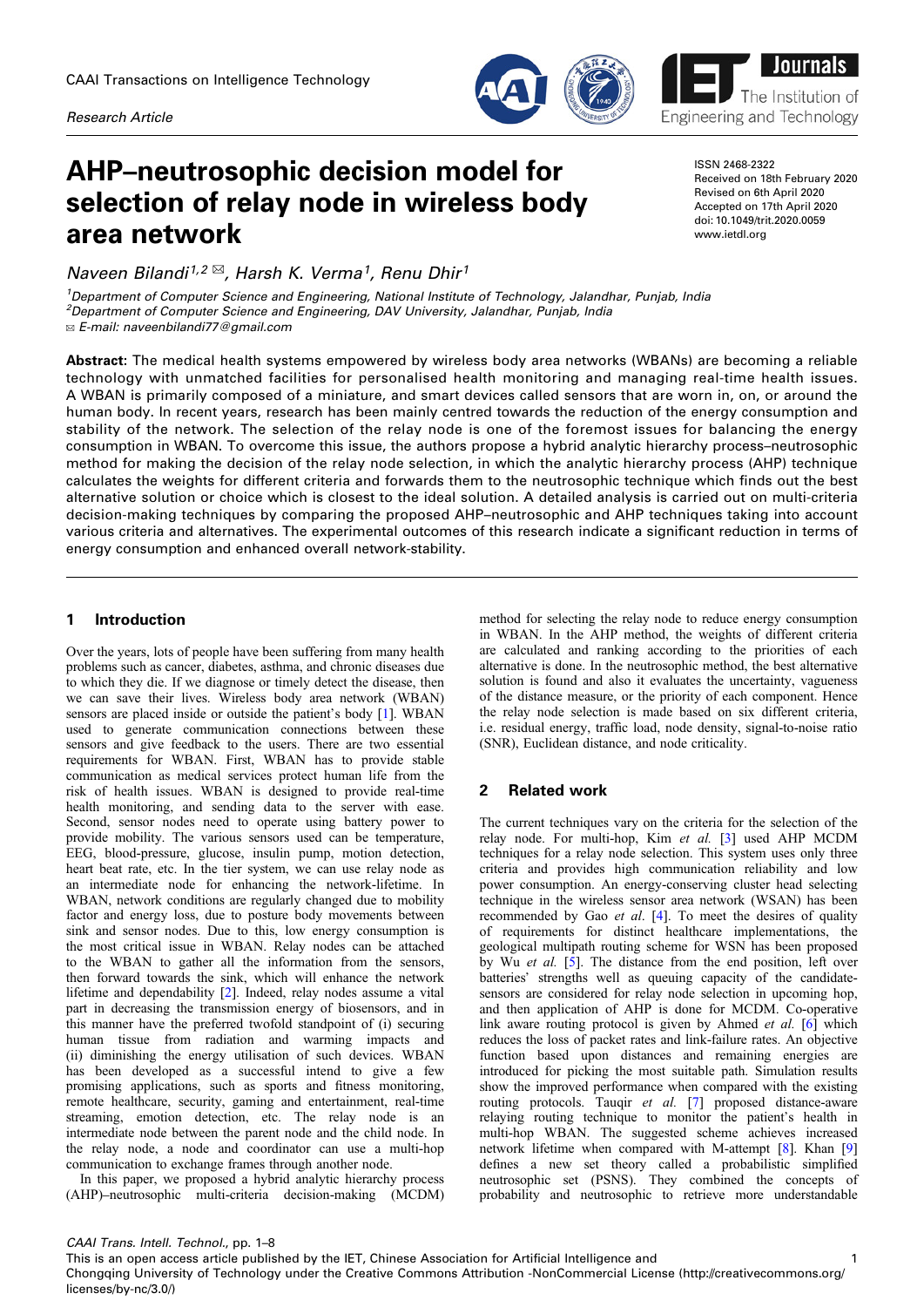CAAI Transactions on Intelligence Technology

*Research Article*

# AHP–neutrosophic decision model for selection of relay node in wireless body area network

ISSN 2468-2322
Received on 18th February 2020
Revised on 6th April 2020
Accepted on 17th April 2020
doi: 10.1049/trit.2020.0059
www.ietdl.org

*Naveen Bilandi*[1,2] ✉, *Harsh K. Verma*[1], *Renu Dhir*[1]

[1]*Department of Computer Science and Engineering, National Institute of Technology, Jalandhar, Punjab, India*
[2]*Department of Computer Science and Engineering, DAV University, Jalandhar, Punjab, India*
✉ *E-mail: naveenbilandi77@gmail.com*

**Abstract:** The medical health systems empowered by wireless body area networks (WBANs) are becoming a reliable technology with unmatched facilities for personalised health monitoring and managing real-time health issues. A WBAN is primarily composed of a miniature, and smart devices called sensors that are worn in, on, or around the human body. In recent years, research has been mainly centred towards the reduction of the energy consumption and stability of the network. The selection of the relay node is one of the foremost issues for balancing the energy consumption in WBAN. To overcome this issue, the authors propose a hybrid analytic hierarchy process–neutrosophic method for making the decision of the relay node selection, in which the analytic hierarchy process (AHP) technique calculates the weights for different criteria and forwards them to the neutrosophic technique which finds out the best alternative solution or choice which is closest to the ideal solution. A detailed analysis is carried out on multi-criteria decision-making techniques by comparing the proposed AHP–neutrosophic and AHP techniques taking into account various criteria and alternatives. The experimental outcomes of this research indicate a significant reduction in terms of energy consumption and enhanced overall network-stability.

## 1 Introduction

Over the years, lots of people have been suffering from many health problems such as cancer, diabetes, asthma, and chronic diseases due to which they die. If we diagnose or timely detect the disease, then we can save their lives. Wireless body area network (WBAN) sensors are placed inside or outside the patient's body [1]. WBAN used to generate communication connections between these sensors and give feedback to the users. There are two essential requirements for WBAN. First, WBAN has to provide stable communication as medical services protect human life from the risk of health issues. WBAN is designed to provide real-time health monitoring, and sending data to the server with ease. Second, sensor nodes need to operate using battery power to provide mobility. The various sensors used can be temperature, EEG, blood-pressure, glucose, insulin pump, motion detection, heart beat rate, etc. In the tier system, we can use relay node as an intermediate node for enhancing the network-lifetime. In WBAN, network conditions are regularly changed due to mobility factor and energy loss, due to posture body movements between sink and sensor nodes. Due to this, low energy consumption is the most critical issue in WBAN. Relay nodes can be attached to the WBAN to gather all the information from the sensors, then forward towards the sink, which will enhance the network lifetime and dependability [2]. Indeed, relay nodes assume a vital part in decreasing the transmission energy of biosensors, and in this manner have the preferred twofold standpoint of (i) securing human tissue from radiation and warming impacts and (ii) diminishing the energy utilisation of such devices. WBAN has been developed as a successful intend to give a few promising applications, such as sports and fitness monitoring, remote healthcare, security, gaming and entertainment, real-time streaming, emotion detection, etc. The relay node is an intermediate node between the parent node and the child node. In the relay node, a node and coordinator can use a multi-hop communication to exchange frames through another node.

In this paper, we proposed a hybrid analytic hierarchy process (AHP)–neutrosophic multi-criteria decision-making (MCDM) method for selecting the relay node to reduce energy consumption in WBAN. In the AHP method, the weights of different criteria are calculated and ranking according to the priorities of each alternative is done. In the neutrosophic method, the best alternative solution is found and also it evaluates the uncertainty, vagueness of the distance measure, or the priority of each component. Hence the relay node selection is made based on six different criteria, i.e. residual energy, traffic load, node density, signal-to-noise ratio (SNR), Euclidean distance, and node criticality.

## 2 Related work

The current techniques vary on the criteria for the selection of the relay node. For multi-hop, Kim *et al.* [3] used AHP MCDM techniques for a relay node selection. This system uses only three criteria and provides high communication reliability and low power consumption. An energy-conserving cluster head selecting technique in the wireless sensor area network (WSAN) has been recommended by Gao *et al*. [4]. To meet the desires of quality of requirements for distinct healthcare implementations, the geological multipath routing scheme for WSN has been proposed by Wu *et al.* [5]. The distance from the end position, left over batteries' strengths well as queuing capacity of the candidate-sensors are considered for relay node selection in upcoming hop, and then application of AHP is done for MCDM. Co-operative link aware routing protocol is given by Ahmed *et al.* [6] which reduces the loss of packet rates and link-failure rates. An objective function based upon distances and remaining energies are introduced for picking the most suitable path. Simulation results show the improved performance when compared with the existing routing protocols. Tauqir *et al.* [7] proposed distance-aware relaying routing technique to monitor the patient's health in multi-hop WBAN. The suggested scheme achieves increased network lifetime when compared with M-attempt [8]. Khan [9] defines a new set theory called a probabilistic simplified neutrosophic set (PSNS). They combined the concepts of probability and neutrosophic to retrieve more understandable

This is an open access article published by the IET, Chinese Association for Artificial Intelligence and Chongqing University of Technology under the Creative Commons Attribution -NonCommercial License (http://creativecommons.org/licenses/by-nc/3.0/)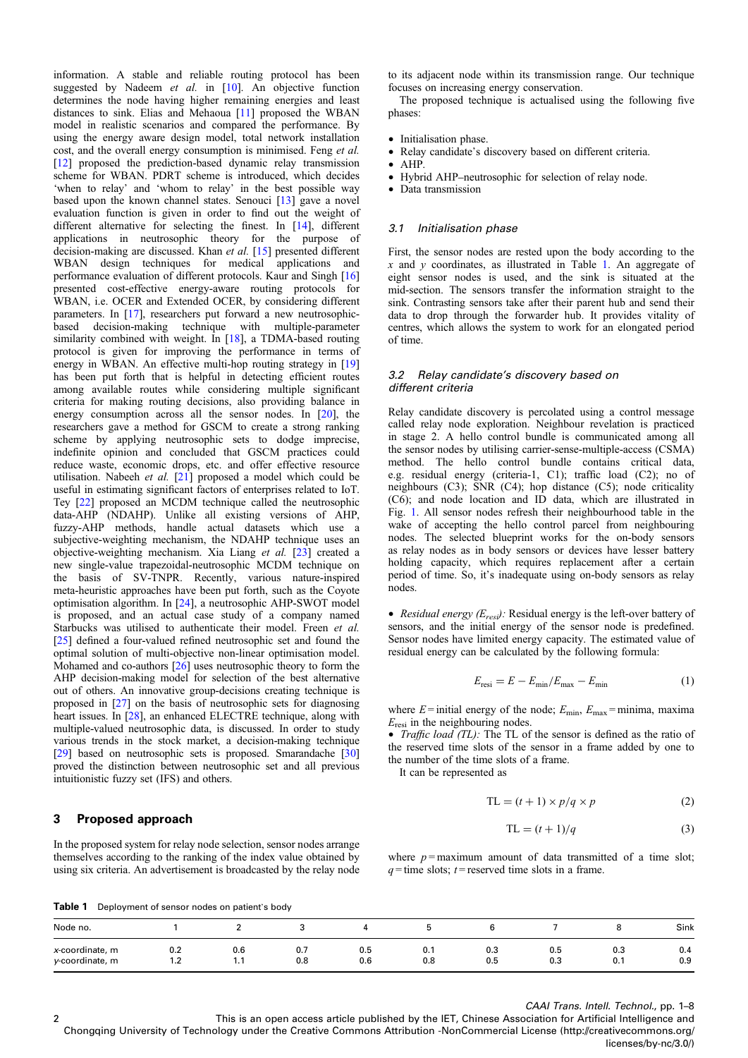information. A stable and reliable routing protocol has been suggested by Nadeem *et al.* in [10]. An objective function determines the node having higher remaining energies and least distances to sink. Elias and Mehaoua [11] proposed the WBAN model in realistic scenarios and compared the performance. By using the energy aware design model, total network installation cost, and the overall energy consumption is minimised. Feng *et al.* [12] proposed the prediction-based dynamic relay transmission scheme for WBAN. PDRT scheme is introduced, which decides 'when to relay' and 'whom to relay' in the best possible way based upon the known channel states. Senouci [13] gave a novel evaluation function is given in order to find out the weight of different alternative for selecting the finest. In [14], different applications in neutrosophic theory for the purpose of decision-making are discussed. Khan *et al.* [15] presented different WBAN design techniques for medical applications and performance evaluation of different protocols. Kaur and Singh [16] presented cost-effective energy-aware routing protocols for WBAN, i.e. OCER and Extended OCER, by considering different parameters. In [17], researchers put forward a new neutrosophic-based decision-making technique with multiple-parameter similarity combined with weight. In [18], a TDMA-based routing protocol is given for improving the performance in terms of energy in WBAN. An effective multi-hop routing strategy in [19] has been put forth that is helpful in detecting efficient routes among available routes while considering multiple significant criteria for making routing decisions, also providing balance in energy consumption across all the sensor nodes. In [20], the researchers gave a method for GSCM to create a strong ranking scheme by applying neutrosophic sets to dodge imprecise, indefinite opinion and concluded that GSCM practices could reduce waste, economic drops, etc. and offer effective resource utilisation. Nabeeh *et al.* [21] proposed a model which could be useful in estimating significant factors of enterprises related to IoT. Tey [22] proposed an MCDM technique called the neutrosophic data-AHP (NDAHP). Unlike all existing versions of AHP, fuzzy-AHP methods, handle actual datasets which use a subjective-weighting mechanism, the NDAHP technique uses an objective-weighting mechanism. Xia Liang *et al.* [23] created a new single-value trapezoidal-neutrosophic MCDM technique on the basis of SV-TNPR. Recently, various nature-inspired meta-heuristic approaches have been put forth, such as the Coyote optimisation algorithm. In [24], a neutrosophic AHP-SWOT model is proposed, and an actual case study of a company named Starbucks was utilised to authenticate their model. Freen *et al.* [25] defined a four-valued refined neutrosophic set and found the optimal solution of multi-objective non-linear optimisation model. Mohamed and co-authors [26] uses neutrosophic theory to form the AHP decision-making model for selection of the best alternative out of others. An innovative group-decisions creating technique is proposed in [27] on the basis of neutrosophic sets for diagnosing heart issues. In [28], an enhanced ELECTRE technique, along with multiple-valued neutrosophic data, is discussed. In order to study various trends in the stock market, a decision-making technique [29] based on neutrosophic sets is proposed. Smarandache [30] proved the distinction between neutrosophic set and all previous intuitionistic fuzzy set (IFS) and others.

## 3 Proposed approach

In the proposed system for relay node selection, sensor nodes arrange themselves according to the ranking of the index value obtained by using six criteria. An advertisement is broadcasted by the relay node to its adjacent node within its transmission range. Our technique focuses on increasing energy conservation.

The proposed technique is actualised using the following five phases:

- Initialisation phase.
- Relay candidate's discovery based on different criteria.
- AHP.
- Hybrid AHP–neutrosophic for selection of relay node.
- Data transmission

### 3.1 Initialisation phase

First, the sensor nodes are rested upon the body according to the $x$ and $y$ coordinates, as illustrated in Table 1. An aggregate of eight sensor nodes is used, and the sink is situated at the mid-section. The sensors transfer the information straight to the sink. Contrasting sensors take after their parent hub and send their data to drop through the forwarder hub. It provides vitality of centres, which allows the system to work for an elongated period of time.

### 3.2 Relay candidate's discovery based on different criteria

Relay candidate discovery is percolated using a control message called relay node exploration. Neighbour revelation is practiced in stage 2. A hello control bundle is communicated among all the sensor nodes by utilising carrier-sense-multiple-access (CSMA) method. The hello control bundle contains critical data, e.g. residual energy (criteria-1, C1); traffic load (C2); no of neighbours (C3); SNR (C4); hop distance (C5); node criticality (C6); and node location and ID data, which are illustrated in Fig. 1. All sensor nodes refresh their neighbourhood table in the wake of accepting the hello control parcel from neighbouring nodes. The selected blueprint works for the on-body sensors as relay nodes as in body sensors or devices have lesser battery holding capacity, which requires replacement after a certain period of time. So, it's inadequate using on-body sensors as relay nodes.

- *Residual energy ($E_{resi}$):* Residual energy is the left-over battery of sensors, and the initial energy of the sensor node is predefined. Sensor nodes have limited energy capacity. The estimated value of residual energy can be calculated by the following formula:

$$E_{\text{resi}} = E - E_{\min}/E_{\max} - E_{\min} \tag{1}$$

where $E$ = initial energy of the node; $E_{\min}$, $E_{\max}$ = minima, maxima $E_{\text{resi}}$ in the neighbouring nodes.

- *Traffic load (TL):* The TL of the sensor is defined as the ratio of the reserved time slots of the sensor in a frame added by one to the number of the time slots of a frame.

It can be represented as

$$\text{TL} = (t + 1) \times p/q \times p \tag{2}$$

$$\text{TL} = (t + 1)/q \tag{3}$$

where $p$ = maximum amount of data transmitted of a time slot; $q$ = time slots; $t$ = reserved time slots in a frame.

**Table 1** Deployment of sensor nodes on patient's body

| Node no. | 1 | 2 | 3 | 4 | 5 | 6 | 7 | 8 | Sink |
|---|---|---|---|---|---|---|---|---|---|
| $x$-coordinate, m | 0.2 | 0.6 | 0.7 | 0.5 | 0.1 | 0.3 | 0.5 | 0.3 | 0.4 |
| $y$-coordinate, m | 1.2 | 1.1 | 0.8 | 0.6 | 0.8 | 0.5 | 0.3 | 0.1 | 0.9 |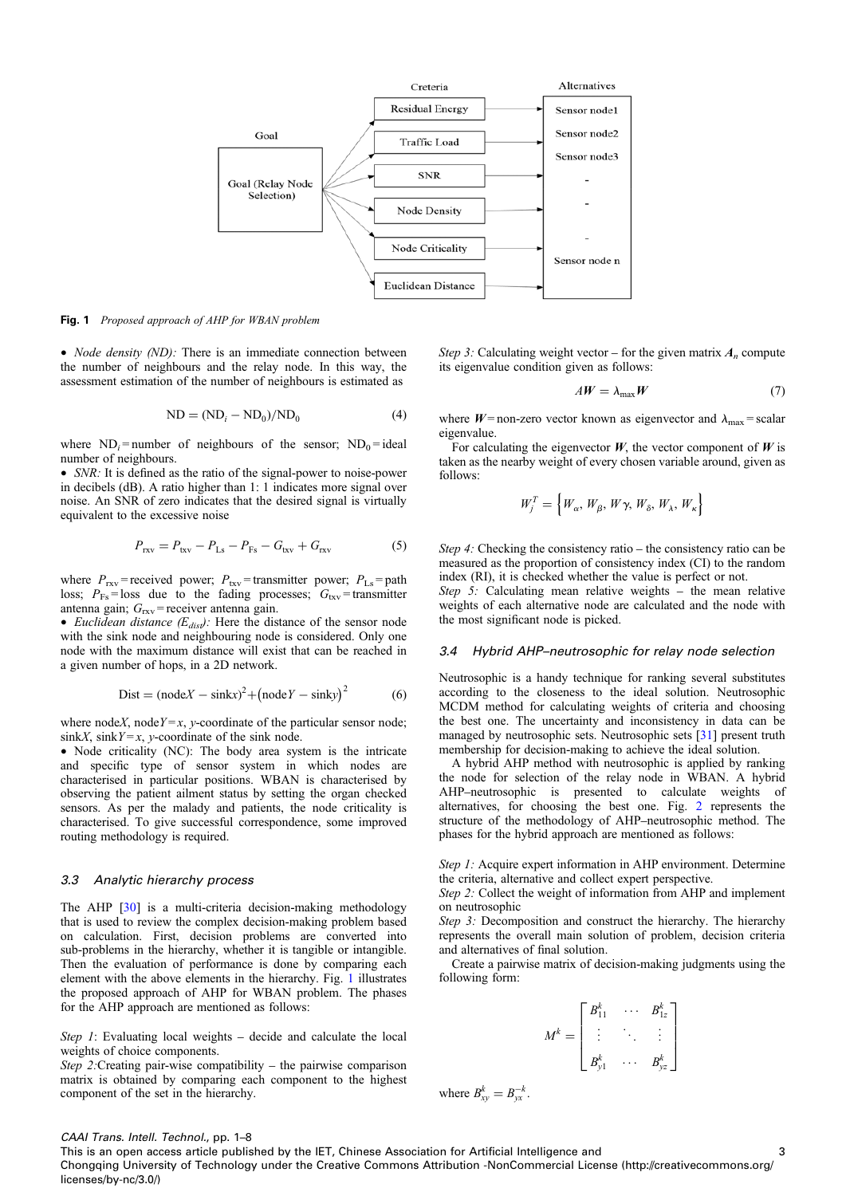Fig. 1 *Proposed approach of AHP for WBAN problem*

- *Node density (ND):* There is an immediate connection between the number of neighbours and the relay node. In this way, the assessment estimation of the number of neighbours is estimated as

$$\text{ND} = (\text{ND}_i - \text{ND}_0)/\text{ND}_0 \tag{4}$$

where $\text{ND}_i$ = number of neighbours of the sensor; $\text{ND}_0$ = ideal number of neighbours.

- *SNR:* It is defined as the ratio of the signal-power to noise-power in decibels (dB). A ratio higher than 1: 1 indicates more signal over noise. An SNR of zero indicates that the desired signal is virtually equivalent to the excessive noise

$$P_{\text{rxv}} = P_{\text{txv}} - P_{\text{Ls}} - P_{\text{Fs}} - G_{\text{txv}} + G_{\text{rxv}} \tag{5}$$

where $P_{\text{rxv}}$ = received power; $P_{\text{txv}}$ = transmitter power; $P_{\text{Ls}}$ = path loss; $P_{\text{Fs}}$ = loss due to the fading processes; $G_{\text{txv}}$ = transmitter antenna gain; $G_{\text{rxv}}$ = receiver antenna gain.

- *Euclidean distance ($E_{dist}$):* Here the distance of the sensor node with the sink node and neighbouring node is considered. Only one node with the maximum distance will exist that can be reached in a given number of hops, in a 2D network.

$$\text{Dist} = (\text{node}X - \text{sink}x)^2 + (\text{node}Y - \text{sink}y)^2 \tag{6}$$

where node$X$, node$Y$ = $x$, $y$-coordinate of the particular sensor node; sink$X$, sink$Y$ = $x$, $y$-coordinate of the sink node.

- Node criticality (NC): The body area system is the intricate and specific type of sensor system in which nodes are characterised in particular positions. WBAN is characterised by observing the patient ailment status by setting the organ checked sensors. As per the malady and patients, the node criticality is characterised. To give successful correspondence, some improved routing methodology is required.

### 3.3 Analytic hierarchy process

The AHP [30] is a multi-criteria decision-making methodology that is used to review the complex decision-making problem based on calculation. First, decision problems are converted into sub-problems in the hierarchy, whether it is tangible or intangible. Then the evaluation of performance is done by comparing each element with the above elements in the hierarchy. Fig. 1 illustrates the proposed approach of AHP for WBAN problem. The phases for the AHP approach are mentioned as follows:

*Step 1*: Evaluating local weights – decide and calculate the local weights of choice components.
*Step 2*:Creating pair-wise compatibility – the pairwise comparison matrix is obtained by comparing each component to the highest component of the set in the hierarchy.
*Step 3:* Calculating weight vector – for the given matrix $\boldsymbol{A}_n$ compute its eigenvalue condition given as follows:

$$\boldsymbol{A}\boldsymbol{W} = \lambda_{\max}\boldsymbol{W} \tag{7}$$

where $\boldsymbol{W}$ = non-zero vector known as eigenvector and $\lambda_{\max}$ = scalar eigenvalue.

For calculating the eigenvector $\boldsymbol{W}$, the vector component of $\boldsymbol{W}$ is taken as the nearby weight of every chosen variable around, given as follows:

$$W_j^T = \left\{W_\alpha, W_\beta, W\gamma, W_\delta, W_\lambda, W_\kappa\right\}$$

*Step 4:* Checking the consistency ratio – the consistency ratio can be measured as the proportion of consistency index (CI) to the random index (RI), it is checked whether the value is perfect or not.
*Step 5:* Calculating mean relative weights – the mean relative weights of each alternative node are calculated and the node with the most significant node is picked.

### 3.4 Hybrid AHP–neutrosophic for relay node selection

Neutrosophic is a handy technique for ranking several substitutes according to the closeness to the ideal solution. Neutrosophic MCDM method for calculating weights of criteria and choosing the best one. The uncertainty and inconsistency in data can be managed by neutrosophic sets. Neutrosophic sets [31] present truth membership for decision-making to achieve the ideal solution.

A hybrid AHP method with neutrosophic is applied by ranking the node for selection of the relay node in WBAN. A hybrid AHP–neutrosophic is presented to calculate weights of alternatives, for choosing the best one. Fig. 2 represents the structure of the methodology of AHP–neutrosophic method. The phases for the hybrid approach are mentioned as follows:

*Step 1*: Acquire expert information in AHP environment. Determine the criteria, alternative and collect expert perspective.
*Step 2*: Collect the weight of information from AHP and implement on neutrosophic
*Step 3*: Decomposition and construct the hierarchy. The hierarchy represents the overall main solution of problem, decision criteria and alternatives of final solution.

Create a pairwise matrix of decision-making judgments using the following form:

$$M^k = \begin{bmatrix} B_{11}^k & \cdots & B_{1z}^k \\ \vdots & \ddots & \vdots \\ B_{y1}^k & \cdots & B_{yz}^k \end{bmatrix}$$

where $B_{xy}^k = B_{yx}^{-k}$.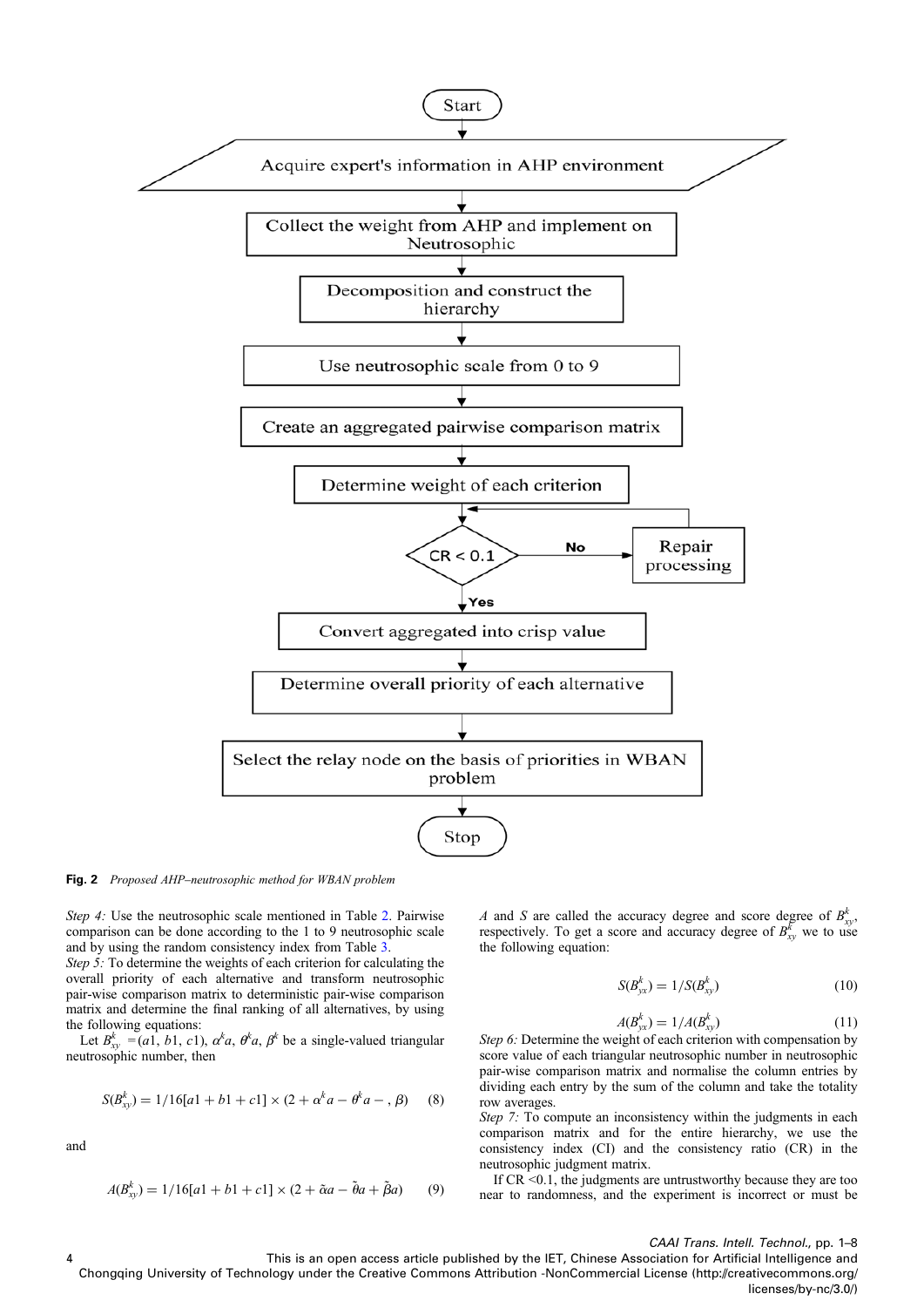**Fig. 2** *Proposed AHP–neutrosophic method for WBAN problem*

*Step 4:* Use the neutrosophic scale mentioned in Table 2. Pairwise comparison can be done according to the 1 to 9 neutrosophic scale and by using the random consistency index from Table 3.

*Step 5:* To determine the weights of each criterion for calculating the overall priority of each alternative and transform neutrosophic pair-wise comparison matrix to deterministic pair-wise comparison matrix and determine the final ranking of all alternatives, by using the following equations:

Let $B_{xy}^{k}$ =($a1$, $b1$, $c1$), $\alpha^{k}a$, $\theta^{k}a$, $\beta^{k}$ be a single-valued triangular neutrosophic number, then

$$S(B_{xy}^{k}) = 1/16[a1 + b1 + c1] \times (2 + \alpha^{k}a - \theta^{k}a - , \beta) \quad (8)$$

and

$$A(B_{xy}^{k}) = 1/16[a1 + b1 + c1] \times (2 + \tilde{\alpha}a - \tilde{\theta}a + \tilde{\beta}a) \quad (9)$$

$A$ and $S$ are called the accuracy degree and score degree of $B_{xy}^{k}$, respectively. To get a score and accuracy degree of $B_{xy}^{k}$ we to use the following equation:

$$S(B_{yx}^{k}) = 1/S(B_{xy}^{k}) \quad (10)$$

$$A(B_{yx}^{k}) = 1/A(B_{xy}^{k}) \quad (11)$$

*Step 6:* Determine the weight of each criterion with compensation by score value of each triangular neutrosophic number in neutrosophic pair-wise comparison matrix and normalise the column entries by dividing each entry by the sum of the column and take the totality row averages.

*Step 7:* To compute an inconsistency within the judgments in each comparison matrix and for the entire hierarchy, we use the consistency index (CI) and the consistency ratio (CR) in the neutrosophic judgment matrix.

If CR <0.1, the judgments are untrustworthy because they are too near to randomness, and the experiment is incorrect or must be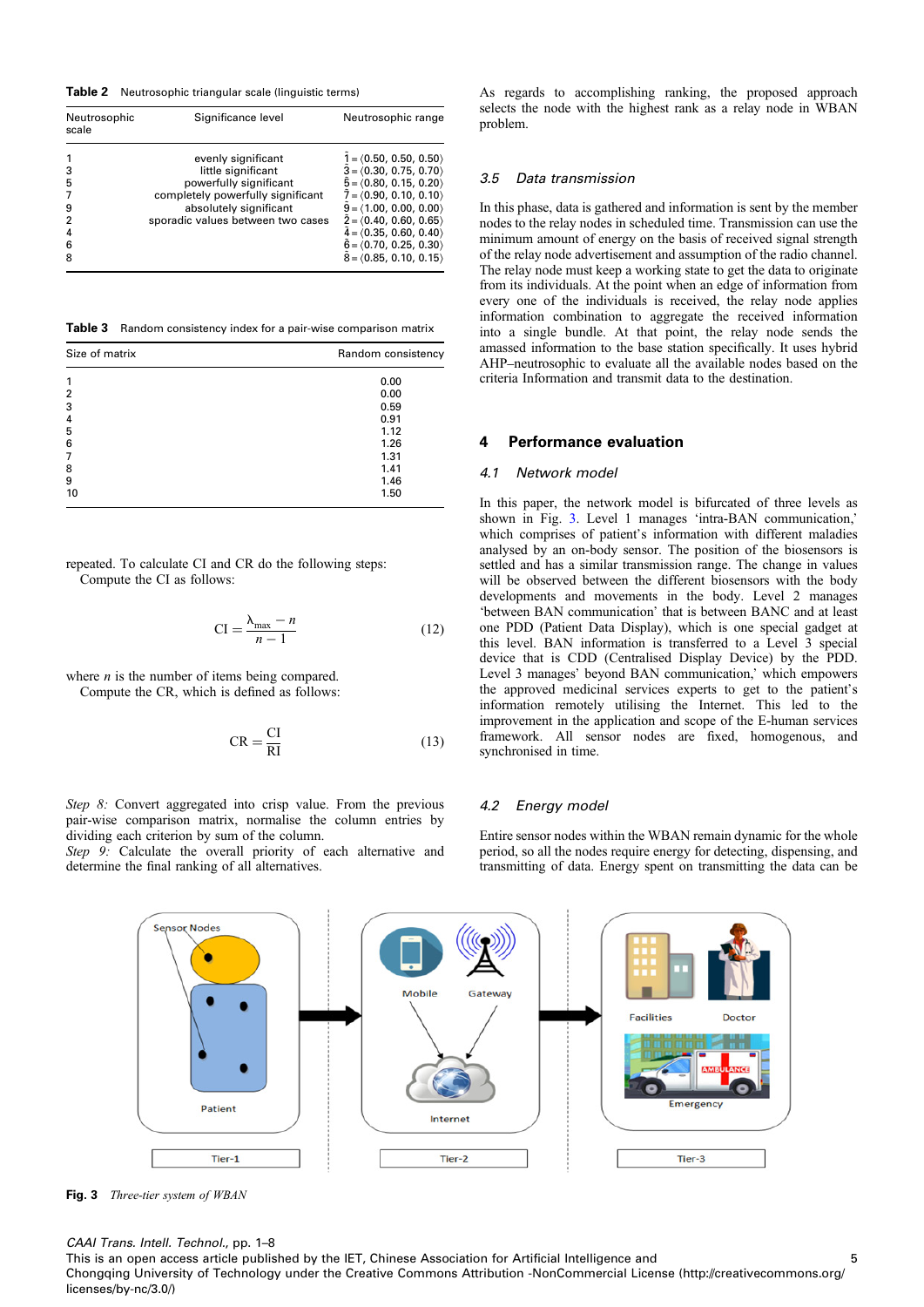**Table 2** Neutrosophic triangular scale (linguistic terms)

| Neutrosophic scale | Significance level | Neutrosophic range |
|---|---|---|
| 1 | evenly significant | $\tilde{1} = \langle 0.50, 0.50, 0.50\rangle$ |
| 3 | little significant | $\tilde{3} = \langle 0.30, 0.75, 0.70\rangle$ |
| 5 | powerfully significant | $\tilde{5} = \langle 0.80, 0.15, 0.20\rangle$ |
| 7 | completely powerfully significant | $\tilde{7} = \langle 0.90, 0.10, 0.10\rangle$ |
| 9 | absolutely significant | $\tilde{9} = \langle 1.00, 0.00, 0.00\rangle$ |
| 2 | sporadic values between two cases | $\tilde{2} = \langle 0.40, 0.60, 0.65\rangle$ |
| 4 | | $\tilde{4} = \langle 0.35, 0.60, 0.40\rangle$ |
| 6 | | $\tilde{6} = \langle 0.70, 0.25, 0.30\rangle$ |
| 8 | | $\tilde{8} = \langle 0.85, 0.10, 0.15\rangle$ |

**Table 3** Random consistency index for a pair-wise comparison matrix

| Size of matrix | Random consistency |
|---|---|
| 1 | 0.00 |
| 2 | 0.00 |
| 3 | 0.59 |
| 4 | 0.91 |
| 5 | 1.12 |
| 6 | 1.26 |
| 7 | 1.31 |
| 8 | 1.41 |
| 9 | 1.46 |
| 10 | 1.50 |

repeated. To calculate CI and CR do the following steps:
Compute the CI as follows:

$$\mathrm{CI} = \frac{\lambda_{\max} - n}{n - 1} \tag{12}$$

where $n$ is the number of items being compared.
Compute the CR, which is defined as follows:

$$\mathrm{CR} = \frac{\mathrm{CI}}{\mathrm{RI}} \tag{13}$$

*Step 8:* Convert aggregated into crisp value. From the previous pair-wise comparison matrix, normalise the column entries by dividing each criterion by sum of the column.
*Step 9:* Calculate the overall priority of each alternative and determine the final ranking of all alternatives.

As regards to accomplishing ranking, the proposed approach selects the node with the highest rank as a relay node in WBAN problem.

### 3.5 Data transmission

In this phase, data is gathered and information is sent by the member nodes to the relay nodes in scheduled time. Transmission can use the minimum amount of energy on the basis of received signal strength of the relay node advertisement and assumption of the radio channel. The relay node must keep a working state to get the data to originate from its individuals. At the point when an edge of information from every one of the individuals is received, the relay node applies information combination to aggregate the received information into a single bundle. At that point, the relay node sends the amassed information to the base station specifically. It uses hybrid AHP–neutrosophic to evaluate all the available nodes based on the criteria Information and transmit data to the destination.

## 4 Performance evaluation

### 4.1 Network model

In this paper, the network model is bifurcated of three levels as shown in Fig. 3. Level 1 manages 'intra-BAN communication,' which comprises of patient's information with different maladies analysed by an on-body sensor. The position of the biosensors is settled and has a similar transmission range. The change in values will be observed between the different biosensors with the body developments and movements in the body. Level 2 manages 'between BAN communication' that is between BANC and at least one PDD (Patient Data Display), which is one special gadget at this level. BAN information is transferred to a Level 3 special device that is CDD (Centralised Display Device) by the PDD. Level 3 manages' beyond BAN communication,' which empowers the approved medicinal services experts to get to the patient's information remotely utilising the Internet. This led to the improvement in the application and scope of the E-human services framework. All sensor nodes are fixed, homogenous, and synchronised in time.

### 4.2 Energy model

Entire sensor nodes within the WBAN remain dynamic for the whole period, so all the nodes require energy for detecting, dispensing, and transmitting of data. Energy spent on transmitting the data can be

**Fig. 3** *Three-tier system of WBAN*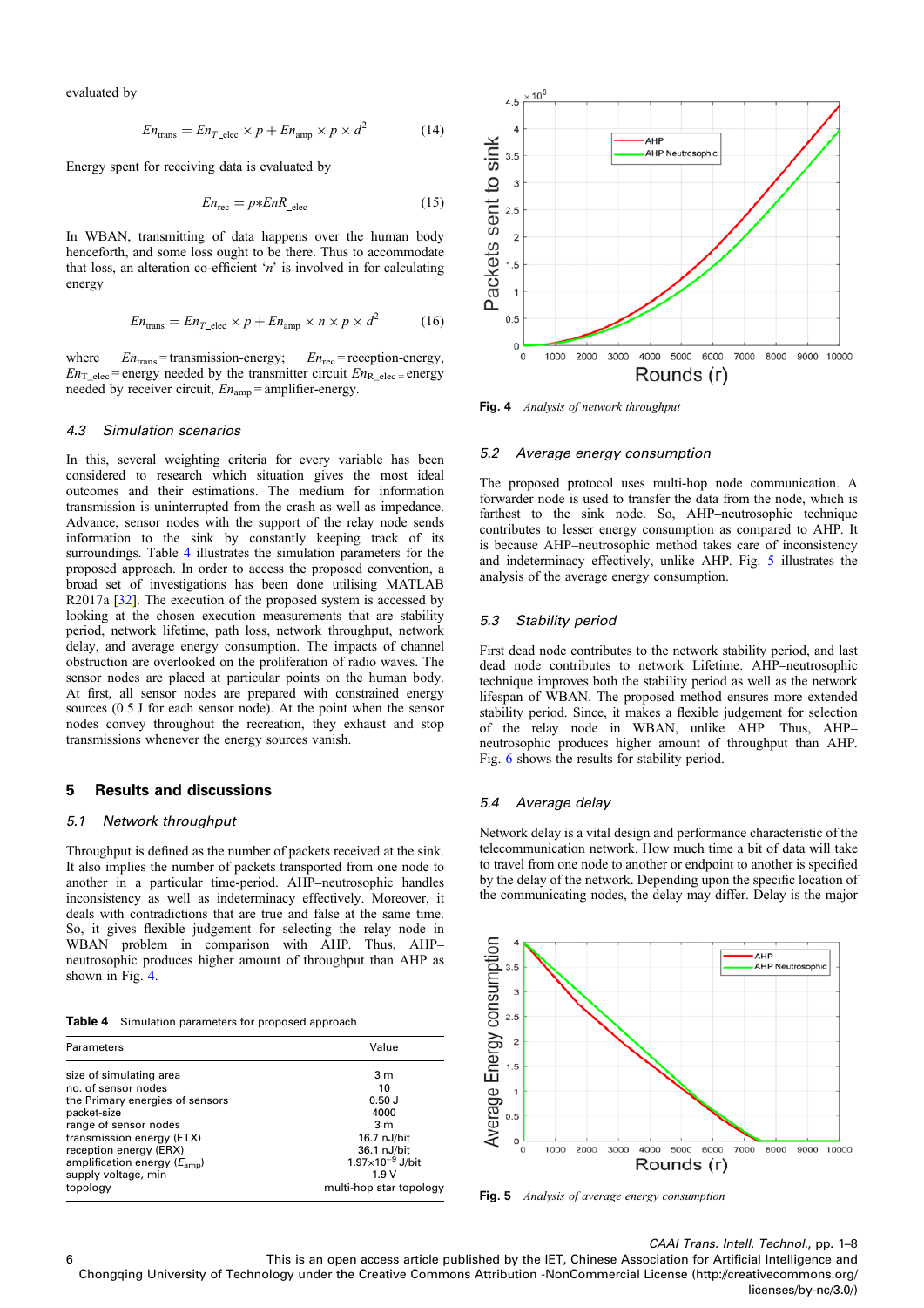evaluated by

$$En_{\text{trans}} = En_{T\_\text{elec}} \times p + En_{\text{amp}} \times p \times d^2 \tag{14}$$

Energy spent for receiving data is evaluated by

$$En_{\text{rec}} = p * EnR_{\_\text{elec}} \tag{15}$$

In WBAN, transmitting of data happens over the human body henceforth, and some loss ought to be there. Thus to accommodate that loss, an alteration co-efficient '$n$' is involved in for calculating energy

$$En_{\text{trans}} = En_{T\_\text{elec}} \times p + En_{\text{amp}} \times n \times p \times d^2 \tag{16}$$

where $En_{\text{trans}}$ = transmission-energy; $En_{\text{rec}}$ = reception-energy, $En_{T\_\text{elec}}$ = energy needed by the transmitter circuit $En_{R\_\text{elec}}$ = energy needed by receiver circuit, $En_{\text{amp}}$ = amplifier-energy.

### 4.3 Simulation scenarios

In this, several weighting criteria for every variable has been considered to research which situation gives the most ideal outcomes and their estimations. The medium for information transmission is uninterrupted from the crash as well as impedance. Advance, sensor nodes with the support of the relay node sends information to the sink by constantly keeping track of its surroundings. Table 4 illustrates the simulation parameters for the proposed approach. In order to access the proposed convention, a broad set of investigations has been done utilising MATLAB R2017a [32]. The execution of the proposed system is accessed by looking at the chosen execution measurements that are stability period, network lifetime, path loss, network throughput, network delay, and average energy consumption. The impacts of channel obstruction are overlooked on the proliferation of radio waves. The sensor nodes are placed at particular points on the human body. At first, all sensor nodes are prepared with constrained energy sources (0.5 J for each sensor node). At the point when the sensor nodes convey throughout the recreation, they exhaust and stop transmissions whenever the energy sources vanish.

## 5 Results and discussions

### 5.1 Network throughput

Throughput is defined as the number of packets received at the sink. It also implies the number of packets transported from one node to another in a particular time-period. AHP–neutrosophic handles inconsistency as well as indeterminacy effectively. Moreover, it deals with contradictions that are true and false at the same time. So, it gives flexible judgement for selecting the relay node in WBAN problem in comparison with AHP. Thus, AHP–neutrosophic produces higher amount of throughput than AHP as shown in Fig. 4.

**Table 4** Simulation parameters for proposed approach

| Parameters | Value |
|---|---|
| size of simulating area | 3 m |
| no. of sensor nodes | 10 |
| the Primary energies of sensors | 0.50 J |
| packet-size | 4000 |
| range of sensor nodes | 3 m |
| transmission energy (ETX) | 16.7 nJ/bit |
| reception energy (ERX) | 36.1 nJ/bit |
| amplification energy ($E_{\text{amp}}$) | $1.97 \times 10^{-9}$ J/bit |
| supply voltage, min | 1.9 V |
| topology | multi-hop star topology |

**Fig. 4** *Analysis of network throughput*

### 5.2 Average energy consumption

The proposed protocol uses multi-hop node communication. A forwarder node is used to transfer the data from the node, which is farthest to the sink node. So, AHP–neutrosophic technique contributes to lesser energy consumption as compared to AHP. It is because AHP–neutrosophic method takes care of inconsistency and indeterminacy effectively, unlike AHP. Fig. 5 illustrates the analysis of the average energy consumption.

### 5.3 Stability period

First dead node contributes to the network stability period, and last dead node contributes to network Lifetime. AHP–neutrosophic technique improves both the stability period as well as the network lifespan of WBAN. The proposed method ensures more extended stability period. Since, it makes a flexible judgement for selection of the relay node in WBAN, unlike AHP. Thus, AHP–neutrosophic produces higher amount of throughput than AHP. Fig. 6 shows the results for stability period.

### 5.4 Average delay

Network delay is a vital design and performance characteristic of the telecommunication network. How much time a bit of data will take to travel from one node to another or endpoint to another is specified by the delay of the network. Depending upon the specific location of the communicating nodes, the delay may differ. Delay is the major

**Fig. 5** *Analysis of average energy consumption*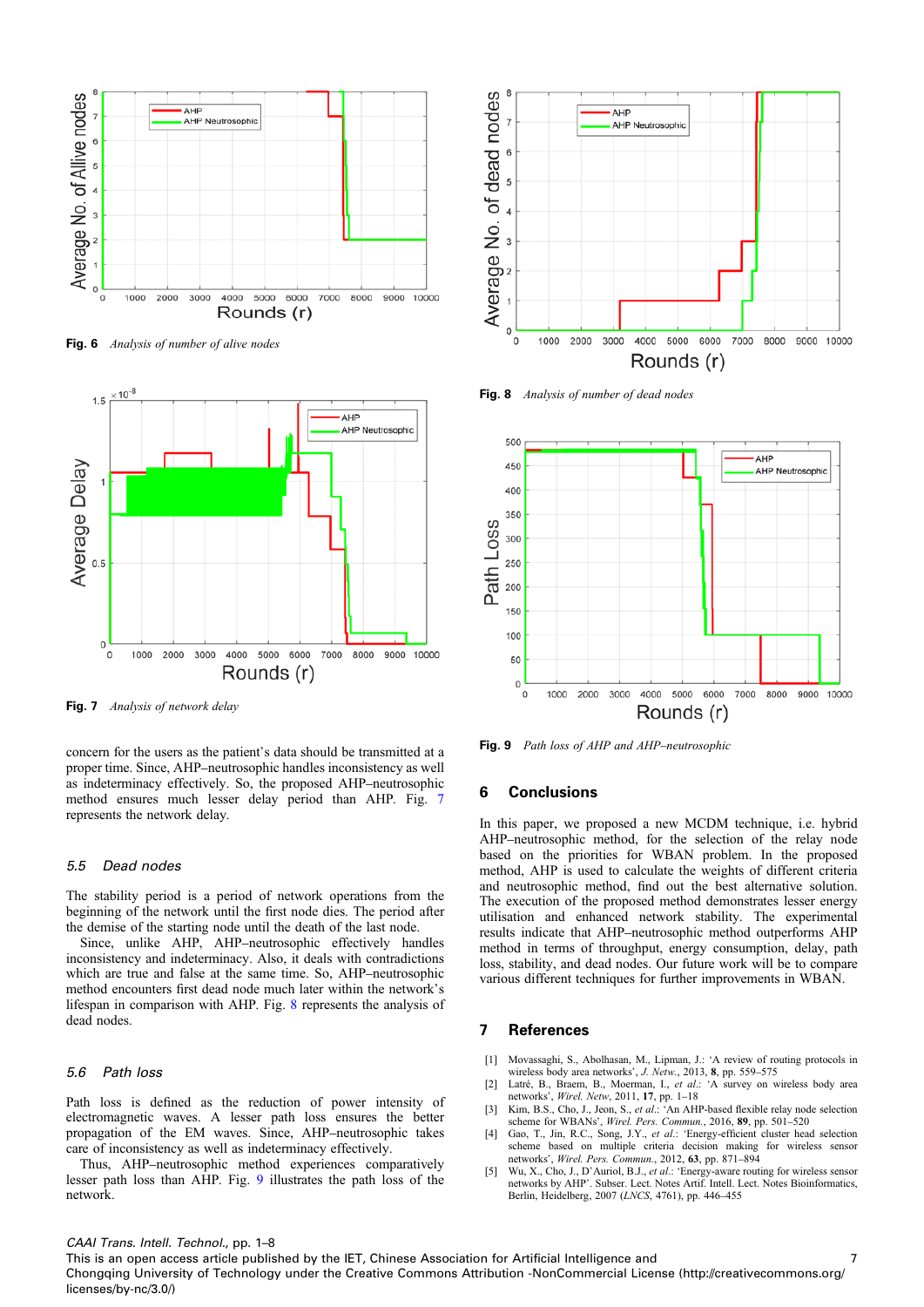Fig. 6 *Analysis of number of alive nodes*

Fig. 7 *Analysis of network delay*

concern for the users as the patient's data should be transmitted at a proper time. Since, AHP–neutrosophic handles inconsistency as well as indeterminacy effectively. So, the proposed AHP–neutrosophic method ensures much lesser delay period than AHP. Fig. 7 represents the network delay.

### 5.5 Dead nodes

The stability period is a period of network operations from the beginning of the network until the first node dies. The period after the demise of the starting node until the death of the last node.

Since, unlike AHP, AHP–neutrosophic effectively handles inconsistency and indeterminacy. Also, it deals with contradictions which are true and false at the same time. So, AHP–neutrosophic method encounters first dead node much later within the network's lifespan in comparison with AHP. Fig. 8 represents the analysis of dead nodes.

### 5.6 Path loss

Path loss is defined as the reduction of power intensity of electromagnetic waves. A lesser path loss ensures the better propagation of the EM waves. Since, AHP–neutrosophic takes care of inconsistency as well as indeterminacy effectively.

Thus, AHP–neutrosophic method experiences comparatively lesser path loss than AHP. Fig. 9 illustrates the path loss of the network.

Fig. 8 *Analysis of number of dead nodes*

Fig. 9 *Path loss of AHP and AHP–neutrosophic*

## 6 Conclusions

In this paper, we proposed a new MCDM technique, i.e. hybrid AHP–neutrosophic method, for the selection of the relay node based on the priorities for WBAN problem. In the proposed method, AHP is used to calculate the weights of different criteria and neutrosophic method, find out the best alternative solution. The execution of the proposed method demonstrates lesser energy utilisation and enhanced network stability. The experimental results indicate that AHP–neutrosophic method outperforms AHP method in terms of throughput, energy consumption, delay, path loss, stability, and dead nodes. Our future work will be to compare various different techniques for further improvements in WBAN.

## 7 References

[1] Movassaghi, S., Abolhasan, M., Lipman, J.: 'A review of routing protocols in wireless body area networks', *J. Netw.*, 2013, **8**, pp. 559–575

[2] Latré, B., Braem, B., Moerman, I., *et al.*: 'A survey on wireless body area networks', *Wirel. Netw.*, 2011, **17**, pp. 1–18

[3] Kim, B.S., Cho, J., Jeon, S., *et al.*: 'An AHP-based flexible relay node selection scheme for WBANs', *Wirel. Pers. Commun.*, 2016, **89**, pp. 501–520

[4] Gao, T., Jin, R.C., Song, J.Y., *et al.*: 'Energy-efficient cluster head selection scheme based on multiple criteria decision making for wireless sensor networks', *Wirel. Pers. Commun.*, 2012, **63**, pp. 871–894

[5] Wu, X., Cho, J., D'Auriol, B.J., *et al.*: 'Energy-aware routing for wireless sensor networks by AHP'. Subser. Lect. Notes Artif. Intell. Lect. Notes Bioinformatics, Berlin, Heidelberg, 2007 (*LNCS*, 4761), pp. 446–455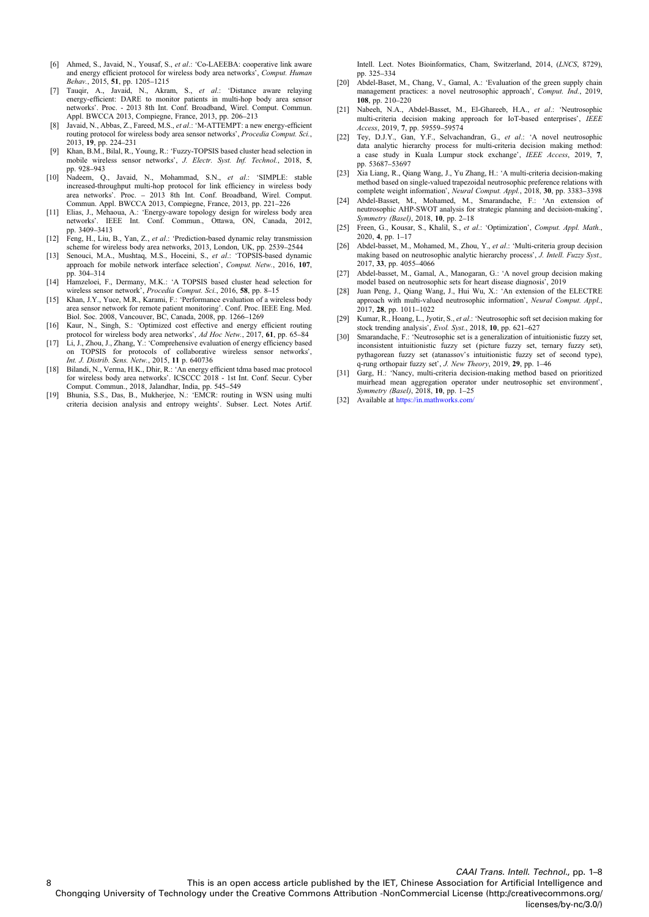[6] Ahmed, S., Javaid, N., Yousaf, S., *et al*.: 'Co-LAEEBA: cooperative link aware and energy efficient protocol for wireless body area networks', *Comput. Human Behav.*, 2015, **51**, pp. 1205–1215

[7] Tauqir, A., Javaid, N., Akram, S., *et al*.: 'Distance aware relaying energy-efficient: DARE to monitor patients in multi-hop body area sensor networks'. Proc. - 2013 8th Int. Conf. Broadband, Wirel. Comput. Commun. Appl. BWCCA 2013, Compiegne, France, 2013, pp. 206–213

[8] Javaid, N., Abbas, Z., Fareed, M.S., *et al*.: 'M-ATTEMPT: a new energy-efficient routing protocol for wireless body area sensor networks', *Procedia Comput. Sci.*, 2013, **19**, pp. 224–231

[9] Khan, B.M., Bilal, R., Young, R.: 'Fuzzy-TOPSIS based cluster head selection in mobile wireless sensor networks', *J. Electr. Syst. Inf. Technol.*, 2018, **5**, pp. 928–943

[10] Nadeem, Q., Javaid, N., Mohammad, S.N., *et al*.: 'SIMPLE: stable increased-throughput multi-hop protocol for link efficiency in wireless body area networks'. Proc. – 2013 8th Int. Conf. Broadband, Wirel. Comput. Commun. Appl. BWCCA 2013, Compiegne, France, 2013, pp. 221–226

[11] Elias, J., Mehaoua, A.: 'Energy-aware topology design for wireless body area networks'. IEEE Int. Conf. Commun., Ottawa, ON, Canada, 2012, pp. 3409–3413

[12] Feng, H., Liu, B., Yan, Z., *et al*.: 'Prediction-based dynamic relay transmission scheme for wireless body area networks, 2013, London, UK, pp. 2539–2544

[13] Senouci, M.A., Mushtaq, M.S., Hoceini, S., *et al*.: 'TOPSIS-based dynamic approach for mobile network interface selection', *Comput. Netw.*, 2016, **107**, pp. 304–314

[14] Hamzeloei, F., Dermany, M.K.: 'A TOPSIS based cluster head selection for wireless sensor network', *Procedia Comput. Sci.*, 2016, **58**, pp. 8–15

[15] Khan, J.Y., Yuce, M.R., Karami, F.: 'Performance evaluation of a wireless body area sensor network for remote patient monitoring'. Conf. Proc. IEEE Eng. Med. Biol. Soc. 2008, Vancouver, BC, Canada, 2008, pp. 1266–1269

[16] Kaur, N., Singh, S.: 'Optimized cost effective and energy efficient routing protocol for wireless body area networks', *Ad Hoc Netw.*, 2017, **61**, pp. 65–84

[17] Li, J., Zhou, J., Zhang, Y.: 'Comprehensive evaluation of energy efficiency based on TOPSIS for protocols of collaborative wireless sensor networks', *Int. J. Distrib. Sens. Netw.*, 2015, **11** p. 640736

[18] Bilandi, N., Verma, H.K., Dhir, R.: 'An energy efficient tdma based mac protocol for wireless body area networks'. ICSCCC 2018 - 1st Int. Conf. Secur. Cyber Comput. Commun., 2018, Jalandhar, India, pp. 545–549

[19] Bhunia, S.S., Das, B., Mukherjee, N.: 'EMCR: routing in WSN using multi criteria decision analysis and entropy weights'. Subser. Lect. Notes Artif. Intell. Lect. Notes Bioinformatics, Cham, Switzerland, 2014, (*LNCS*, 8729), pp. 325–334

[20] Abdel-Baset, M., Chang, V., Gamal, A.: 'Evaluation of the green supply chain management practices: a novel neutrosophic approach', *Comput. Ind.*, 2019, **108**, pp. 210–220

[21] Nabeeh, N.A., Abdel-Basset, M., El-Ghareeb, H.A., *et al*.: 'Neutrosophic multi-criteria decision making approach for IoT-based enterprises', *IEEE Access*, 2019, **7**, pp. 59559–59574

[22] Tey, D.J.Y., Gan, Y.F., Selvachandran, G., *et al*.: 'A novel neutrosophic data analytic hierarchy process for multi-criteria decision making method: a case study in Kuala Lumpur stock exchange', *IEEE Access*, 2019, **7**, pp. 53687–53697

[23] Xia Liang, R., Qiang Wang, J., Yu Zhang, H.: 'A multi-criteria decision-making method based on single-valued trapezoidal neutrosophic preference relations with complete weight information', *Neural Comput. Appl.*, 2018, **30**, pp. 3383–3398

[24] Abdel-Basset, M., Mohamed, M., Smarandache, F.: 'An extension of neutrosophic AHP-SWOT analysis for strategic planning and decision-making', *Symmetry (Basel)*, 2018, **10**, pp. 2–18

[25] Freen, G., Kousar, S., Khalil, S., *et al*.: 'Optimization', *Comput. Appl. Math.*, 2020, **4**, pp. 1–17

[26] Abdel-basset, M., Mohamed, M., Zhou, Y., *et al*.: 'Multi-criteria group decision making based on neutrosophic analytic hierarchy process', *J. Intell. Fuzzy Syst.,* 2017, **33**, pp. 4055–4066

[27] Abdel-basset, M., Gamal, A., Manogaran, G.: 'A novel group decision making model based on neutrosophic sets for heart disease diagnosis', 2019

[28] Juan Peng, J., Qiang Wang, J., Hui Wu, X.: 'An extension of the ELECTRE approach with multi-valued neutrosophic information', *Neural Comput. Appl.*, 2017, **28**, pp. 1011–1022

[29] Kumar, R., Hoang, L., Jyotir, S., *et al*.: 'Neutrosophic soft set decision making for stock trending analysis', *Evol. Syst.*, 2018, **10**, pp. 621–627

[30] Smarandache, F.: 'Neutrosophic set is a generalization of intuitionistic fuzzy set, inconsistent intuitionistic fuzzy set (picture fuzzy set, ternary fuzzy set), pythagorean fuzzy set (atanassov's intuitionistic fuzzy set of second type), q-rung orthopair fuzzy set', *J. New Theory*, 2019, **29**, pp. 1–46

[31] Garg, H.: 'Nancy, multi-criteria decision-making method based on prioritized muirhead mean aggregation operator under neutrosophic set environment', *Symmetry (Basel)*, 2018, **10**, pp. 1–25

[32] Available at https://in.mathworks.com/

This is an open access article published by the IET, Chinese Association for Artificial Intelligence and Chongqing University of Technology under the Creative Commons Attribution -NonCommercial License (http://creativecommons.org/licenses/by-nc/3.0/)